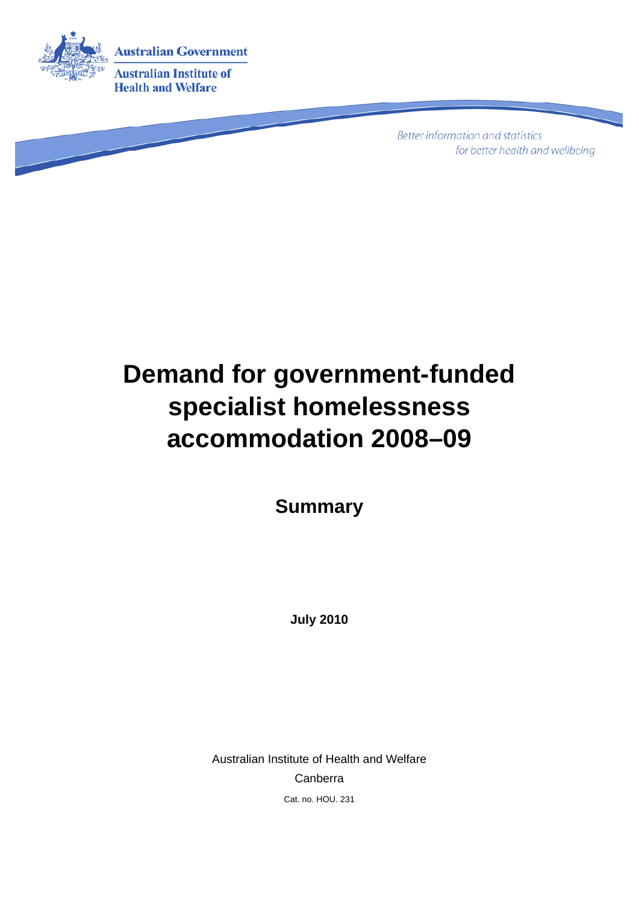Australian Government

Australian Institute of Health and Welfare

*Better information and statistics for better health and wellbeing*

# Demand for government-funded specialist homelessness accommodation 2008–09

## Summary

**July 2010**

Australian Institute of Health and Welfare

Canberra

Cat. no. HOU. 231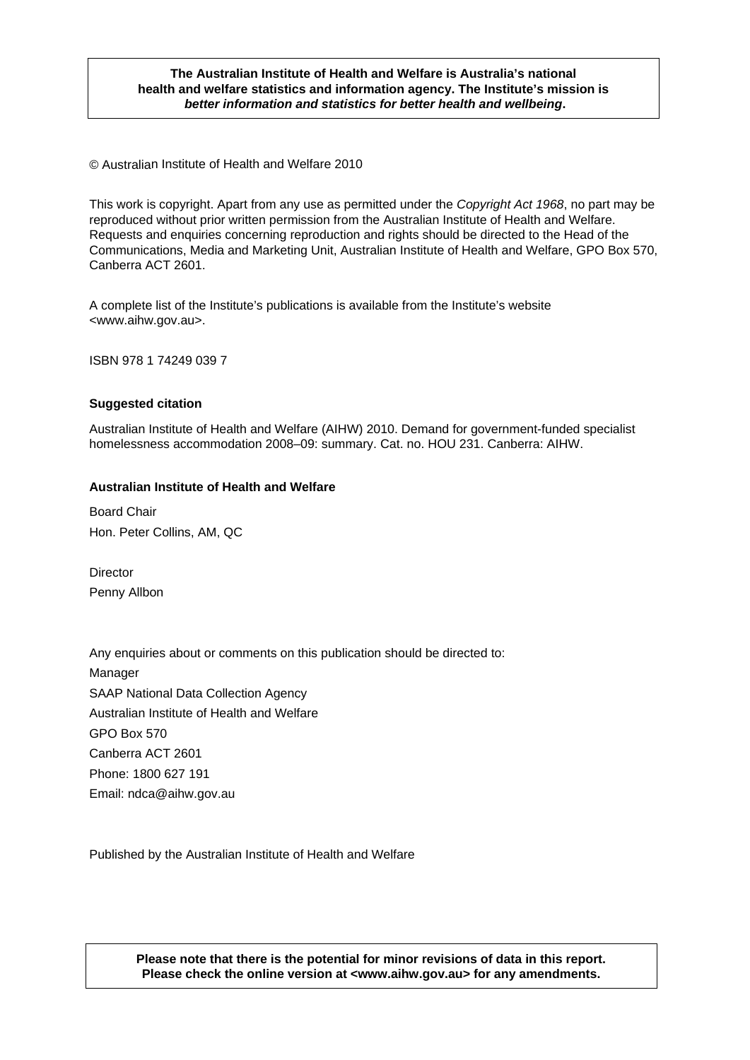**The Australian Institute of Health and Welfare is Australia's national health and welfare statistics and information agency. The Institute's mission is *better information and statistics for better health and wellbeing*.**

© Australian Institute of Health and Welfare 2010

This work is copyright. Apart from any use as permitted under the *Copyright Act 1968*, no part may be reproduced without prior written permission from the Australian Institute of Health and Welfare. Requests and enquiries concerning reproduction and rights should be directed to the Head of the Communications, Media and Marketing Unit, Australian Institute of Health and Welfare, GPO Box 570, Canberra ACT 2601.

A complete list of the Institute's publications is available from the Institute's website <www.aihw.gov.au>.

ISBN 978 1 74249 039 7

**Suggested citation**

Australian Institute of Health and Welfare (AIHW) 2010. Demand for government-funded specialist homelessness accommodation 2008–09: summary. Cat. no. HOU 231. Canberra: AIHW.

**Australian Institute of Health and Welfare**

Board Chair
Hon. Peter Collins, AM, QC

Director
Penny Allbon

Any enquiries about or comments on this publication should be directed to:
Manager
SAAP National Data Collection Agency
Australian Institute of Health and Welfare
GPO Box 570
Canberra ACT 2601
Phone: 1800 627 191
Email: ndca@aihw.gov.au

Published by the Australian Institute of Health and Welfare

**Please note that there is the potential for minor revisions of data in this report. Please check the online version at <www.aihw.gov.au> for any amendments.**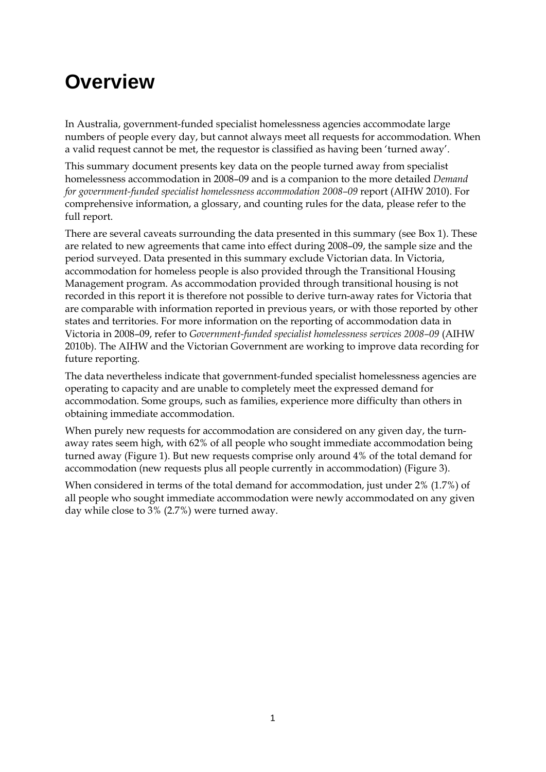# Overview

In Australia, government-funded specialist homelessness agencies accommodate large numbers of people every day, but cannot always meet all requests for accommodation. When a valid request cannot be met, the requestor is classified as having been 'turned away'.

This summary document presents key data on the people turned away from specialist homelessness accommodation in 2008–09 and is a companion to the more detailed *Demand for government-funded specialist homelessness accommodation 2008–09* report (AIHW 2010). For comprehensive information, a glossary, and counting rules for the data, please refer to the full report.

There are several caveats surrounding the data presented in this summary (see Box 1). These are related to new agreements that came into effect during 2008–09, the sample size and the period surveyed. Data presented in this summary exclude Victorian data. In Victoria, accommodation for homeless people is also provided through the Transitional Housing Management program. As accommodation provided through transitional housing is not recorded in this report it is therefore not possible to derive turn-away rates for Victoria that are comparable with information reported in previous years, or with those reported by other states and territories. For more information on the reporting of accommodation data in Victoria in 2008–09, refer to *Government-funded specialist homelessness services 2008–09* (AIHW 2010b). The AIHW and the Victorian Government are working to improve data recording for future reporting.

The data nevertheless indicate that government-funded specialist homelessness agencies are operating to capacity and are unable to completely meet the expressed demand for accommodation. Some groups, such as families, experience more difficulty than others in obtaining immediate accommodation.

When purely new requests for accommodation are considered on any given day, the turn-away rates seem high, with 62% of all people who sought immediate accommodation being turned away (Figure 1). But new requests comprise only around 4% of the total demand for accommodation (new requests plus all people currently in accommodation) (Figure 3).

When considered in terms of the total demand for accommodation, just under 2% (1.7%) of all people who sought immediate accommodation were newly accommodated on any given day while close to 3% (2.7%) were turned away.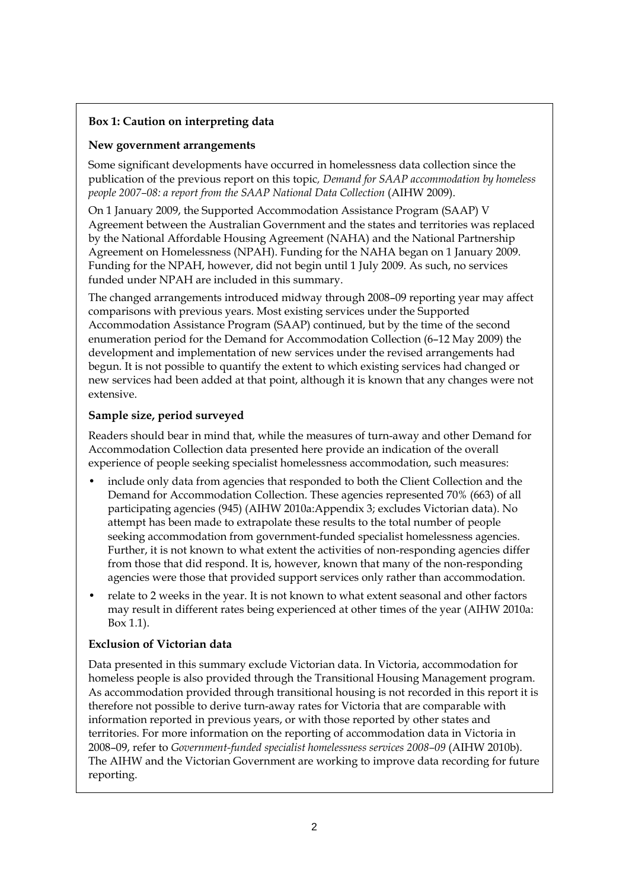**Box 1: Caution on interpreting data**

**New government arrangements**

Some significant developments have occurred in homelessness data collection since the publication of the previous report on this topic, *Demand for SAAP accommodation by homeless people 2007–08: a report from the SAAP National Data Collection* (AIHW 2009).

On 1 January 2009, the Supported Accommodation Assistance Program (SAAP) V Agreement between the Australian Government and the states and territories was replaced by the National Affordable Housing Agreement (NAHA) and the National Partnership Agreement on Homelessness (NPAH). Funding for the NAHA began on 1 January 2009. Funding for the NPAH, however, did not begin until 1 July 2009. As such, no services funded under NPAH are included in this summary.

The changed arrangements introduced midway through 2008–09 reporting year may affect comparisons with previous years. Most existing services under the Supported Accommodation Assistance Program (SAAP) continued, but by the time of the second enumeration period for the Demand for Accommodation Collection (6–12 May 2009) the development and implementation of new services under the revised arrangements had begun. It is not possible to quantify the extent to which existing services had changed or new services had been added at that point, although it is known that any changes were not extensive.

**Sample size, period surveyed**

Readers should bear in mind that, while the measures of turn-away and other Demand for Accommodation Collection data presented here provide an indication of the overall experience of people seeking specialist homelessness accommodation, such measures:

- include only data from agencies that responded to both the Client Collection and the Demand for Accommodation Collection. These agencies represented 70% (663) of all participating agencies (945) (AIHW 2010a:Appendix 3; excludes Victorian data). No attempt has been made to extrapolate these results to the total number of people seeking accommodation from government-funded specialist homelessness agencies. Further, it is not known to what extent the activities of non-responding agencies differ from those that did respond. It is, however, known that many of the non-responding agencies were those that provided support services only rather than accommodation.
- relate to 2 weeks in the year. It is not known to what extent seasonal and other factors may result in different rates being experienced at other times of the year (AIHW 2010a: Box 1.1).

**Exclusion of Victorian data**

Data presented in this summary exclude Victorian data. In Victoria, accommodation for homeless people is also provided through the Transitional Housing Management program. As accommodation provided through transitional housing is not recorded in this report it is therefore not possible to derive turn-away rates for Victoria that are comparable with information reported in previous years, or with those reported by other states and territories. For more information on the reporting of accommodation data in Victoria in 2008–09, refer to *Government-funded specialist homelessness services 2008–09* (AIHW 2010b). The AIHW and the Victorian Government are working to improve data recording for future reporting.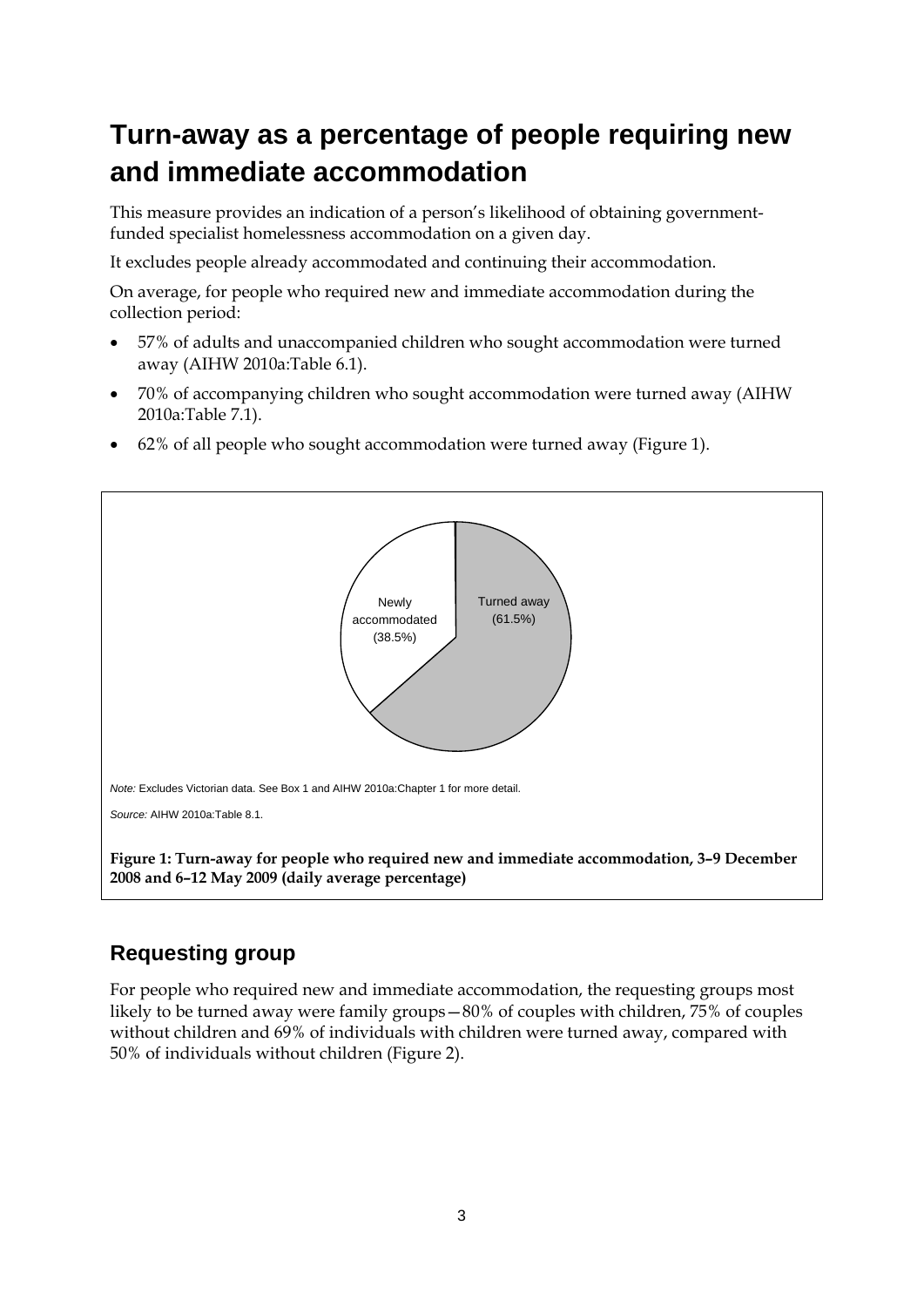# Turn-away as a percentage of people requiring new and immediate accommodation

This measure provides an indication of a person's likelihood of obtaining government-funded specialist homelessness accommodation on a given day.

It excludes people already accommodated and continuing their accommodation.

On average, for people who required new and immediate accommodation during the collection period:

- 57% of adults and unaccompanied children who sought accommodation were turned away (AIHW 2010a:Table 6.1).
- 70% of accompanying children who sought accommodation were turned away (AIHW 2010a:Table 7.1).
- 62% of all people who sought accommodation were turned away (Figure 1).

Newly accommodated (38.5%)

Turned away (61.5%)

*Note:* Excludes Victorian data. See Box 1 and AIHW 2010a:Chapter 1 for more detail.

*Source:* AIHW 2010a:Table 8.1.

**Figure 1: Turn-away for people who required new and immediate accommodation, 3–9 December 2008 and 6–12 May 2009 (daily average percentage)**

## Requesting group

For people who required new and immediate accommodation, the requesting groups most likely to be turned away were family groups—80% of couples with children, 75% of couples without children and 69% of individuals with children were turned away, compared with 50% of individuals without children (Figure 2).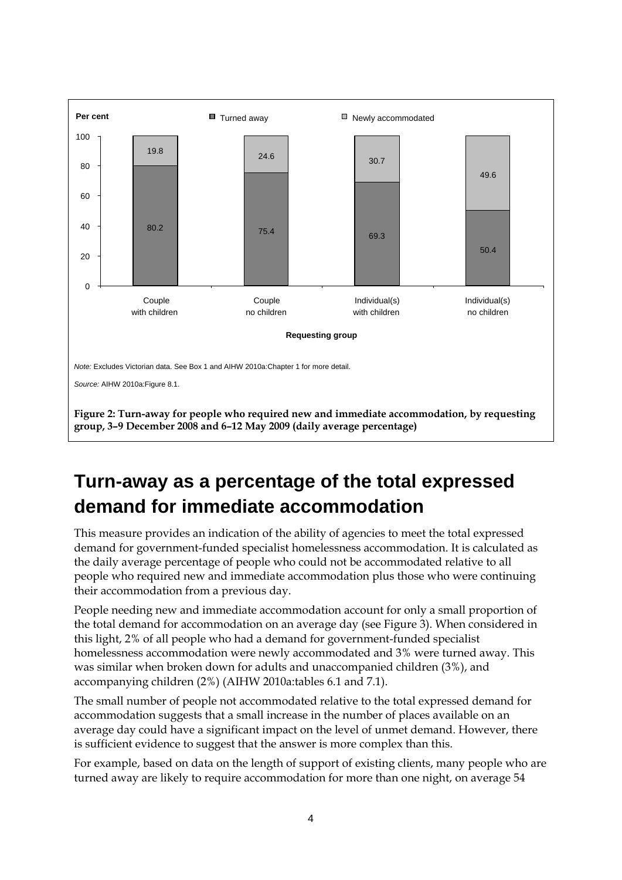| Requesting group | Turned away | Newly accommodated |
|---|---|---|
| Couple with children | 80.2 | 19.8 |
| Couple no children | 75.4 | 24.6 |
| Individual(s) with children | 69.3 | 30.7 |
| Individual(s) no children | 50.4 | 49.6 |

*Note:* Excludes Victorian data. See Box 1 and AIHW 2010a:Chapter 1 for more detail.

*Source:* AIHW 2010a:Figure 8.1.

**Figure 2: Turn-away for people who required new and immediate accommodation, by requesting group, 3–9 December 2008 and 6–12 May 2009 (daily average percentage)**

## Turn-away as a percentage of the total expressed demand for immediate accommodation

This measure provides an indication of the ability of agencies to meet the total expressed demand for government-funded specialist homelessness accommodation. It is calculated as the daily average percentage of people who could not be accommodated relative to all people who required new and immediate accommodation plus those who were continuing their accommodation from a previous day.

People needing new and immediate accommodation account for only a small proportion of the total demand for accommodation on an average day (see Figure 3). When considered in this light, 2% of all people who had a demand for government-funded specialist homelessness accommodation were newly accommodated and 3% were turned away. This was similar when broken down for adults and unaccompanied children (3%), and accompanying children (2%) (AIHW 2010a:tables 6.1 and 7.1).

The small number of people not accommodated relative to the total expressed demand for accommodation suggests that a small increase in the number of places available on an average day could have a significant impact on the level of unmet demand. However, there is sufficient evidence to suggest that the answer is more complex than this.

For example, based on data on the length of support of existing clients, many people who are turned away are likely to require accommodation for more than one night, on average 54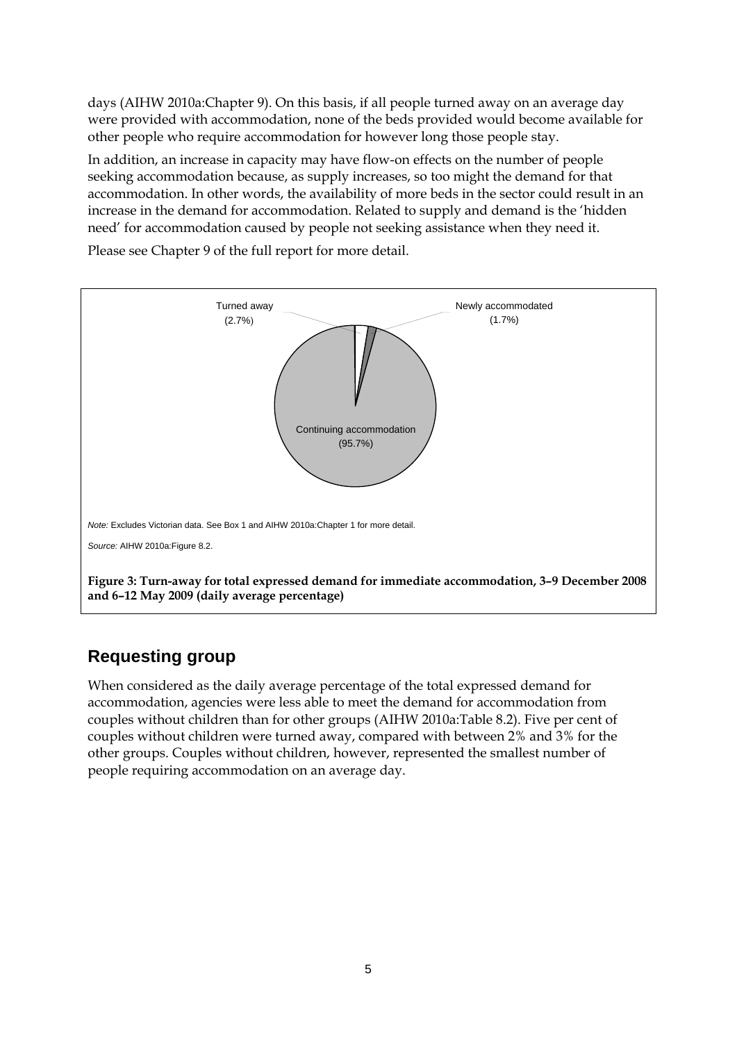days (AIHW 2010a:Chapter 9). On this basis, if all people turned away on an average day were provided with accommodation, none of the beds provided would become available for other people who require accommodation for however long those people stay.

In addition, an increase in capacity may have flow-on effects on the number of people seeking accommodation because, as supply increases, so too might the demand for that accommodation. In other words, the availability of more beds in the sector could result in an increase in the demand for accommodation. Related to supply and demand is the 'hidden need' for accommodation caused by people not seeking assistance when they need it.

Please see Chapter 9 of the full report for more detail.

Turned away (2.7%)

Newly accommodated (1.7%)

Continuing accommodation (95.7%)

*Note:* Excludes Victorian data. See Box 1 and AIHW 2010a:Chapter 1 for more detail.

*Source:* AIHW 2010a:Figure 8.2.

**Figure 3: Turn-away for total expressed demand for immediate accommodation, 3–9 December 2008 and 6–12 May 2009 (daily average percentage)**

## Requesting group

When considered as the daily average percentage of the total expressed demand for accommodation, agencies were less able to meet the demand for accommodation from couples without children than for other groups (AIHW 2010a:Table 8.2). Five per cent of couples without children were turned away, compared with between 2% and 3% for the other groups. Couples without children, however, represented the smallest number of people requiring accommodation on an average day.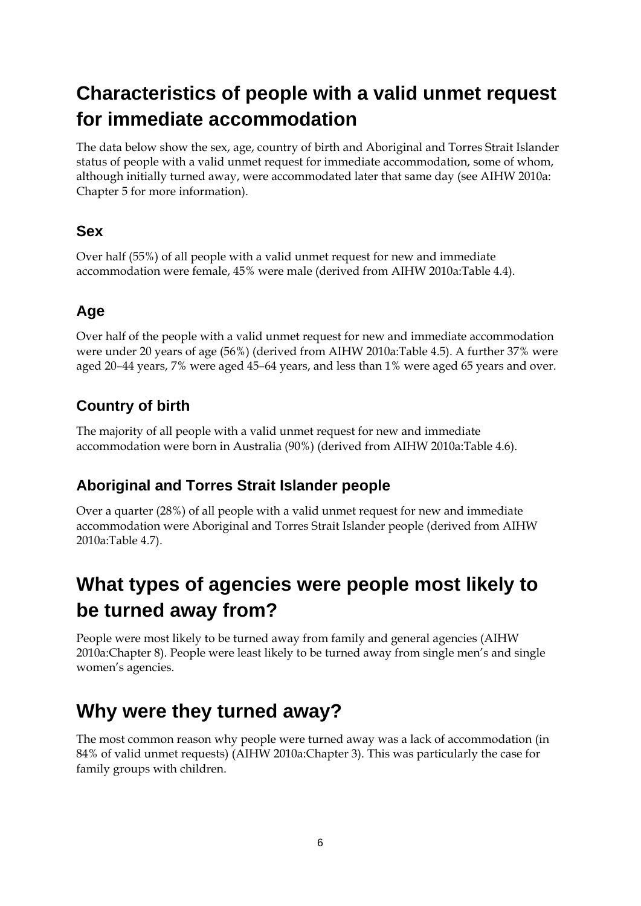## Characteristics of people with a valid unmet request for immediate accommodation

The data below show the sex, age, country of birth and Aboriginal and Torres Strait Islander status of people with a valid unmet request for immediate accommodation, some of whom, although initially turned away, were accommodated later that same day (see AIHW 2010a: Chapter 5 for more information).

### Sex

Over half (55%) of all people with a valid unmet request for new and immediate accommodation were female, 45% were male (derived from AIHW 2010a:Table 4.4).

### Age

Over half of the people with a valid unmet request for new and immediate accommodation were under 20 years of age (56%) (derived from AIHW 2010a:Table 4.5). A further 37% were aged 20–44 years, 7% were aged 45–64 years, and less than 1% were aged 65 years and over.

### Country of birth

The majority of all people with a valid unmet request for new and immediate accommodation were born in Australia (90%) (derived from AIHW 2010a:Table 4.6).

### Aboriginal and Torres Strait Islander people

Over a quarter (28%) of all people with a valid unmet request for new and immediate accommodation were Aboriginal and Torres Strait Islander people (derived from AIHW 2010a:Table 4.7).

## What types of agencies were people most likely to be turned away from?

People were most likely to be turned away from family and general agencies (AIHW 2010a:Chapter 8). People were least likely to be turned away from single men's and single women's agencies.

## Why were they turned away?

The most common reason why people were turned away was a lack of accommodation (in 84% of valid unmet requests) (AIHW 2010a:Chapter 3). This was particularly the case for family groups with children.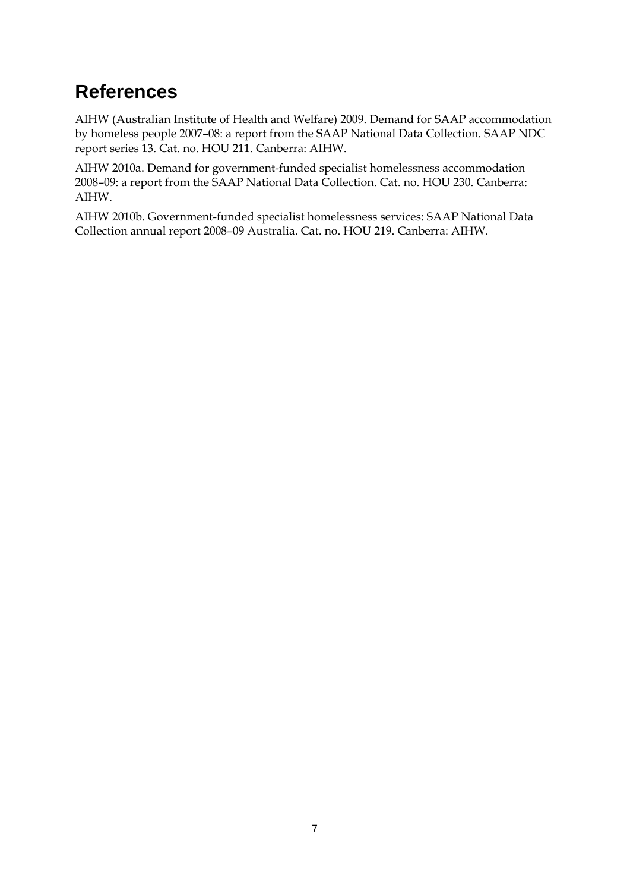## References

AIHW (Australian Institute of Health and Welfare) 2009. Demand for SAAP accommodation by homeless people 2007–08: a report from the SAAP National Data Collection. SAAP NDC report series 13. Cat. no. HOU 211. Canberra: AIHW.

AIHW 2010a. Demand for government-funded specialist homelessness accommodation 2008–09: a report from the SAAP National Data Collection. Cat. no. HOU 230. Canberra: AIHW.

AIHW 2010b. Government-funded specialist homelessness services: SAAP National Data Collection annual report 2008–09 Australia. Cat. no. HOU 219. Canberra: AIHW.